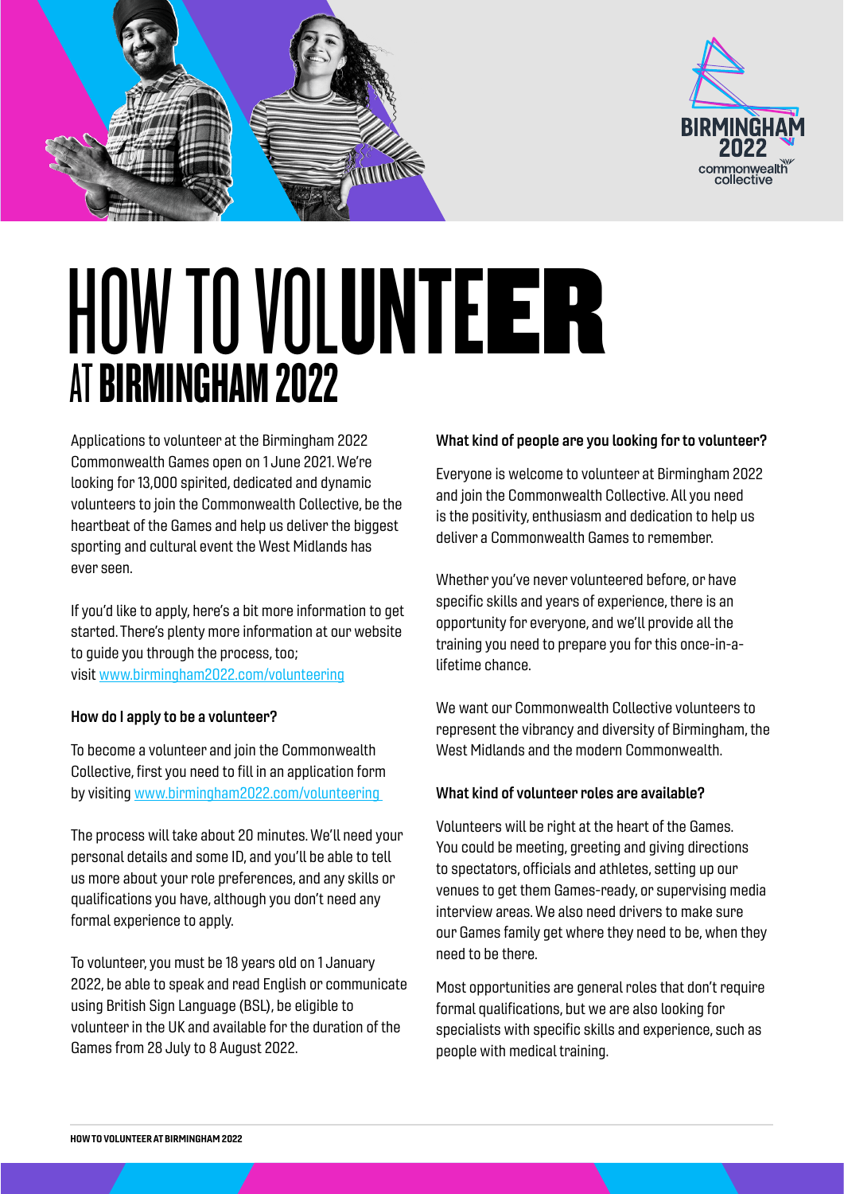# HOW TO VOLUNTEER AT BIRMINGHAM 2022

Applications to volunteer at the Birmingham 2022 Commonwealth Games open on 1 June 2021. We're looking for 13,000 spirited, dedicated and dynamic volunteers to join the Commonwealth Collective, be the heartbeat of the Games and help us deliver the biggest sporting and cultural event the West Midlands has ever seen.

If you'd like to apply, here's a bit more information to get started. There's plenty more information at our website to guide you through the process, too; visit [www.birmingham2022.com/volunteering](http://www.birmingham2022.com/volunteering)

**How do I apply to be a volunteer?**

To become a volunteer and join the Commonwealth Collective, first you need to fill in an application form by visiting [www.birmingham2022.com/volunteering](http://www.birmingham2022.com/volunteering)

The process will take about 20 minutes. We'll need your personal details and some ID, and you'll be able to tell us more about your role preferences, and any skills or qualifications you have, although you don't need any formal experience to apply.

To volunteer, you must be 18 years old on 1 January 2022, be able to speak and read English or communicate using British Sign Language (BSL), be eligible to volunteer in the UK and available for the duration of the Games from 28 July to 8 August 2022.

**What kind of people are you looking for to volunteer?**

Everyone is welcome to volunteer at Birmingham 2022 and join the Commonwealth Collective. All you need is the positivity, enthusiasm and dedication to help us deliver a Commonwealth Games to remember.

Whether you've never volunteered before, or have specific skills and years of experience, there is an opportunity for everyone, and we'll provide all the training you need to prepare you for this once-in-a-lifetime chance.

We want our Commonwealth Collective volunteers to represent the vibrancy and diversity of Birmingham, the West Midlands and the modern Commonwealth.

**What kind of volunteer roles are available?**

Volunteers will be right at the heart of the Games. You could be meeting, greeting and giving directions to spectators, officials and athletes, setting up our venues to get them Games-ready, or supervising media interview areas. We also need drivers to make sure our Games family get where they need to be, when they need to be there.

Most opportunities are general roles that don't require formal qualifications, but we are also looking for specialists with specific skills and experience, such as people with medical training.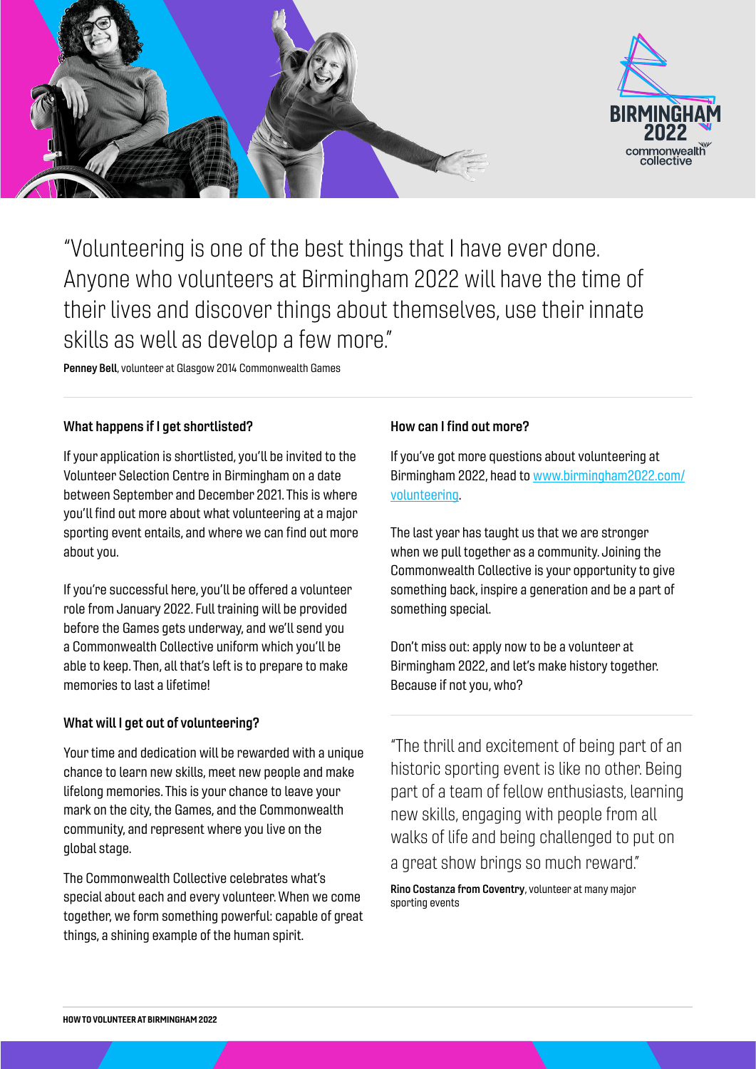"Volunteering is one of the best things that I have ever done. Anyone who volunteers at Birmingham 2022 will have the time of their lives and discover things about themselves, use their innate skills as well as develop a few more."

**Penney Bell**, volunteer at Glasgow 2014 Commonwealth Games

### What happens if I get shortlisted?

If your application is shortlisted, you'll be invited to the Volunteer Selection Centre in Birmingham on a date between September and December 2021. This is where you'll find out more about what volunteering at a major sporting event entails, and where we can find out more about you.

If you're successful here, you'll be offered a volunteer role from January 2022. Full training will be provided before the Games gets underway, and we'll send you a Commonwealth Collective uniform which you'll be able to keep. Then, all that's left is to prepare to make memories to last a lifetime!

### What will I get out of volunteering?

Your time and dedication will be rewarded with a unique chance to learn new skills, meet new people and make lifelong memories. This is your chance to leave your mark on the city, the Games, and the Commonwealth community, and represent where you live on the global stage.

The Commonwealth Collective celebrates what's special about each and every volunteer. When we come together, we form something powerful: capable of great things, a shining example of the human spirit.

### How can I find out more?

If you've got more questions about volunteering at Birmingham 2022, head to [www.birmingham2022.com/volunteering](www.birmingham2022.com/volunteering).

The last year has taught us that we are stronger when we pull together as a community. Joining the Commonwealth Collective is your opportunity to give something back, inspire a generation and be a part of something special.

Don't miss out: apply now to be a volunteer at Birmingham 2022, and let's make history together. Because if not you, who?

"The thrill and excitement of being part of an historic sporting event is like no other. Being part of a team of fellow enthusiasts, learning new skills, engaging with people from all walks of life and being challenged to put on a great show brings so much reward."

**Rino Costanza from Coventry**, volunteer at many major sporting events